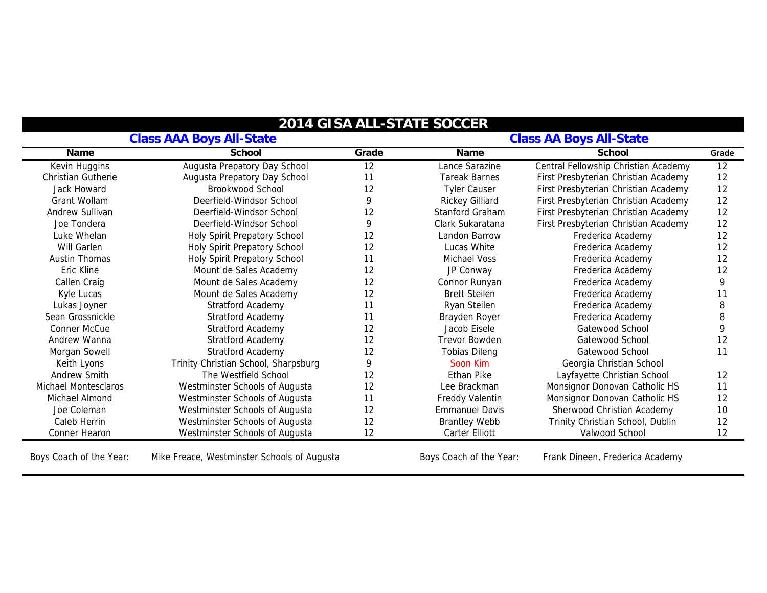# 2014 GISA ALL-STATE SOCCER

| Class AAA Boys All-State | | | Class AA Boys All-State | | |
|---|---|---|---|---|---|
| **Name** | **School** | **Grade** | **Name** | **School** | **Grade** |
| Kevin Huggins | Augusta Prepatory Day School | 12 | Lance Sarazine | Central Fellowship Christian Academy | 12 |
| Christian Gutherie | Augusta Prepatory Day School | 11 | Tareak Barnes | First Presbyterian Christian Academy | 12 |
| Jack Howard | Brookwood School | 12 | Tyler Causer | First Presbyterian Christian Academy | 12 |
| Grant Wollam | Deerfield-Windsor School | 9 | Rickey Gilliard | First Presbyterian Christian Academy | 12 |
| Andrew Sullivan | Deerfield-Windsor School | 12 | Stanford Graham | First Presbyterian Christian Academy | 12 |
| Joe Tondera | Deerfield-Windsor School | 9 | Clark Sukaratana | First Presbyterian Christian Academy | 12 |
| Luke Whelan | Holy Spirit Prepatory School | 12 | Landon Barrow | Frederica Academy | 12 |
| Will Garlen | Holy Spirit Prepatory School | 12 | Lucas White | Frederica Academy | 12 |
| Austin Thomas | Holy Spirit Prepatory School | 11 | Michael Voss | Frederica Academy | 12 |
| Eric Kline | Mount de Sales Academy | 12 | JP Conway | Frederica Academy | 12 |
| Callen Craig | Mount de Sales Academy | 12 | Connor Runyan | Frederica Academy | 9 |
| Kyle Lucas | Mount de Sales Academy | 12 | Brett Steilen | Frederica Academy | 11 |
| Lukas Joyner | Stratford Academy | 11 | Ryan Steilen | Frederica Academy | 8 |
| Sean Grossnickle | Stratford Academy | 11 | Brayden Royer | Frederica Academy | 8 |
| Conner McCue | Stratford Academy | 12 | Jacob Eisele | Gatewood School | 9 |
| Andrew Wanna | Stratford Academy | 12 | Trevor Bowden | Gatewood School | 12 |
| Morgan Sowell | Stratford Academy | 12 | Tobias Dileng | Gatewood School | 11 |
| Keith Lyons | Trinity Christian School, Sharpsburg | 9 | Soon Kim | Georgia Christian School | |
| Andrew Smith | The Westfield School | 12 | Ethan Pike | Layfayette Christian School | 12 |
| Michael Montesclaros | Westminster Schools of Augusta | 12 | Lee Brackman | Monsignor Donovan Catholic HS | 11 |
| Michael Almond | Westminster Schools of Augusta | 11 | Freddy Valentin | Monsignor Donovan Catholic HS | 12 |
| Joe Coleman | Westminster Schools of Augusta | 12 | Emmanuel Davis | Sherwood Christian Academy | 10 |
| Caleb Herrin | Westminster Schools of Augusta | 12 | Brantley Webb | Trinity Christian School, Dublin | 12 |
| Conner Hearon | Westminster Schools of Augusta | 12 | Carter Elliott | Valwood School | 12 |

Boys Coach of the Year: Mike Freace, Westminster Schools of Augusta

Boys Coach of the Year: Frank Dineen, Frederica Academy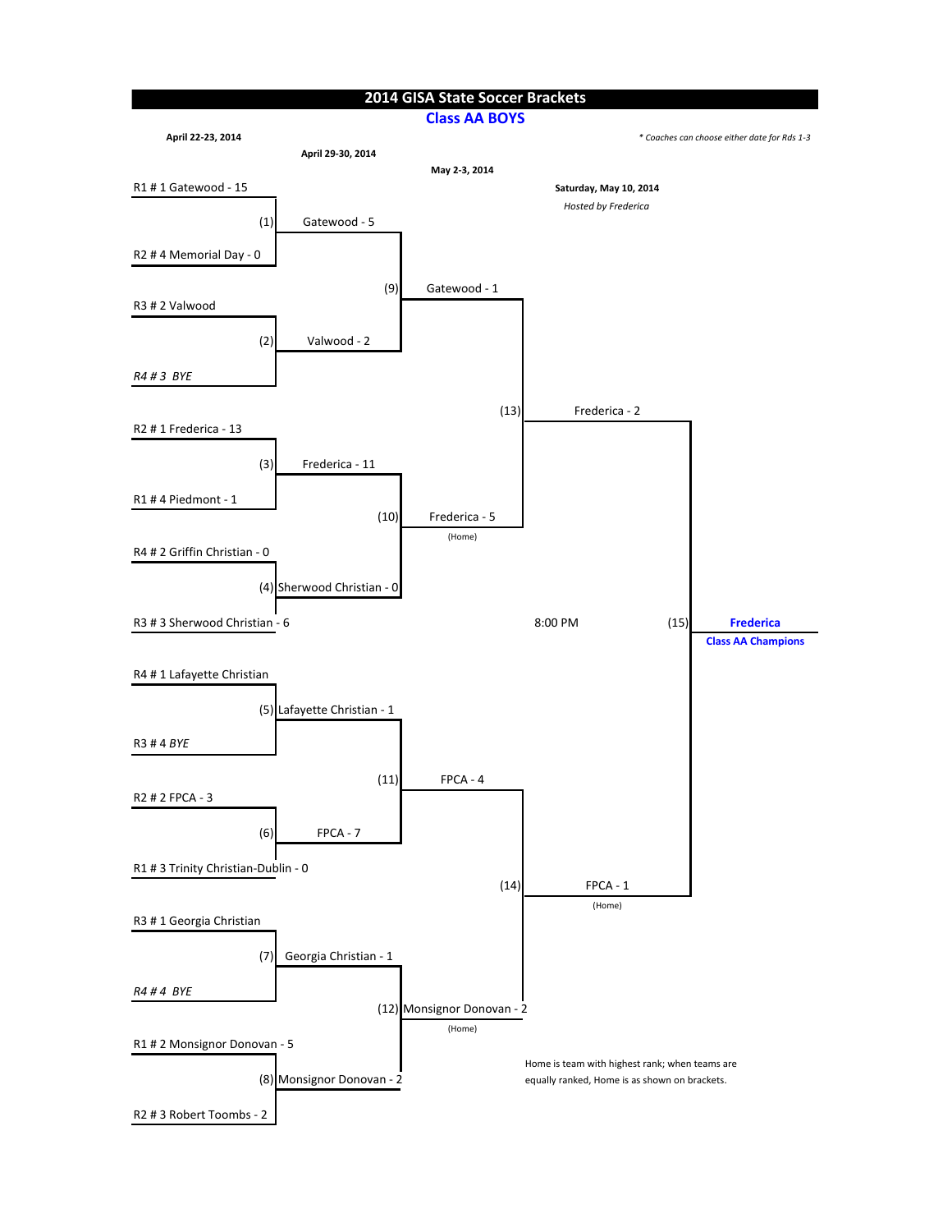# 2014 GISA State Soccer Brackets

## Class AA BOYS

**April 22-23, 2014**

**April 29-30, 2014**

**May 2-3, 2014**

**Saturday, May 10, 2014**

*Hosted by Frederica*

*\* Coaches can choose either date for Rds 1-3*

### Round 1 (April 22-23, 2014)

| Game | Team | Team |
|---|---|---|
| (1) | R1 # 1 Gatewood - 15 | R2 # 4 Memorial Day - 0 |
| (2) | R3 # 2 Valwood | *R4 # 3 BYE* |
| (3) | R2 # 1 Frederica - 13 | R1 # 4 Piedmont - 1 |
| (4) | R4 # 2 Griffin Christian - 0 | R3 # 3 Sherwood Christian - 6 |
| (5) | R4 # 1 Lafayette Christian | R3 # 4 *BYE* |
| (6) | R2 # 2 FPCA - 3 | R1 # 3 Trinity Christian-Dublin - 0 |
| (7) | R3 # 1 Georgia Christian | *R4 # 4 BYE* |
| (8) | R1 # 2 Monsignor Donovan - 5 | R2 # 3 Robert Toombs - 2 |

### Round 2 (April 29-30, 2014)

| Game | Team | Team |
|---|---|---|
| (9) | Gatewood - 5 | Valwood - 2 |
| (10) | Frederica - 11 | Sherwood Christian - 0 |
| (11) | Lafayette Christian - 1 | FPCA - 7 |
| (12) | Georgia Christian - 1 | Monsignor Donovan - 2 |

### Round 3 (May 2-3, 2014)

| Game | Team | Team |
|---|---|---|
| (13) | Gatewood - 1 | Frederica - 5 (Home) |
| (14) | FPCA - 4 | Monsignor Donovan - 2 (Home) |

### Final (Saturday, May 10, 2014 — 8:00 PM)

| Game | Team | Team |
|---|---|---|
| (15) | Frederica - 2 | FPCA - 1 (Home) |

**Frederica**

**Class AA Champions**

Home is team with highest rank; when teams are equally ranked, Home is as shown on brackets.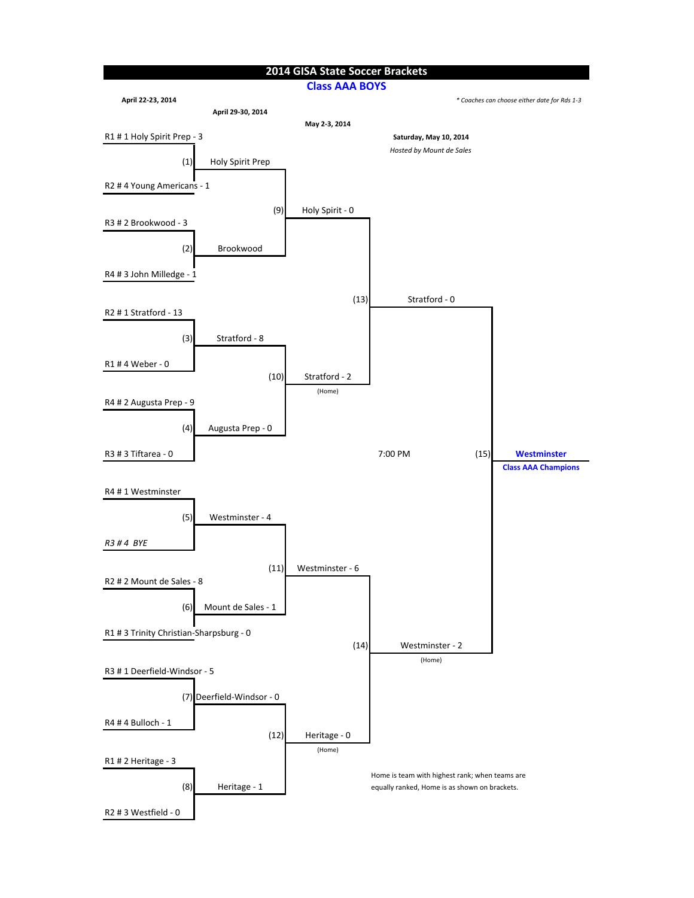# 2014 GISA State Soccer Brackets

## Class AAA BOYS

**April 22-23, 2014**

**April 29-30, 2014**

**May 2-3, 2014**

**Saturday, May 10, 2014**

*Hosted by Mount de Sales*

*\* Coaches can choose either date for Rds 1-3*

R1 # 1 Holy Spirit Prep - 3

(1) Holy Spirit Prep

R2 # 4 Young Americans - 1

(9) Holy Spirit - 0

R3 # 2 Brookwood - 3

(2) Brookwood

R4 # 3 John Milledge - 1

(13) Stratford - 0

R2 # 1 Stratford - 13

(3) Stratford - 8

R1 # 4 Weber - 0

(10) Stratford - 2
(Home)

R4 # 2 Augusta Prep - 9

(4) Augusta Prep - 0

R3 # 3 Tiftarea - 0

7:00 PM

(15) **Westminster**

**Class AAA Champions**

R4 # 1 Westminster

(5) Westminster - 4

*R3 # 4 BYE*

(11) Westminster - 6

R2 # 2 Mount de Sales - 8

(6) Mount de Sales - 1

R1 # 3 Trinity Christian-Sharpsburg - 0

(14) Westminster - 2
(Home)

R3 # 1 Deerfield-Windsor - 5

(7) Deerfield-Windsor - 0

R4 # 4 Bulloch - 1

(12) Heritage - 0
(Home)

R1 # 2 Heritage - 3

(8) Heritage - 1

R2 # 3 Westfield - 0

Home is team with highest rank; when teams are equally ranked, Home is as shown on brackets.